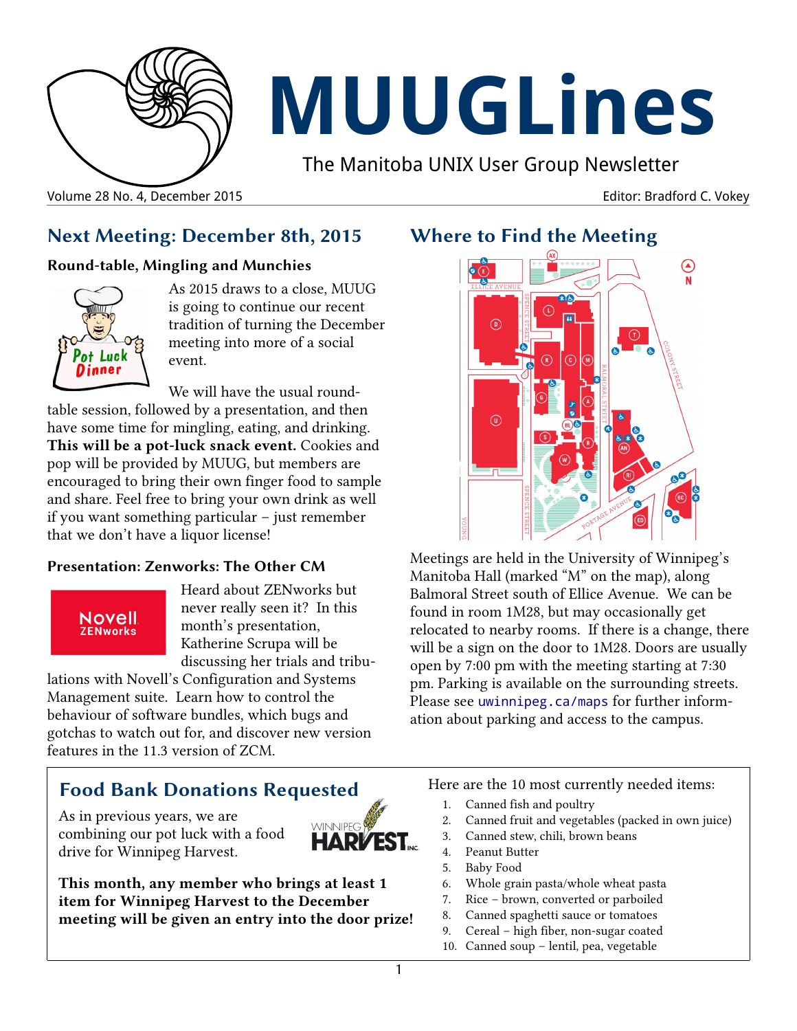# MUUGLines

The Manitoba UNIX User Group Newsletter

Volume 28 No. 4, December 2015 — Editor: Bradford C. Vokey

## Next Meeting: December 8th, 2015

### Round-table, Mingling and Munchies

As 2015 draws to a close, MUUG is going to continue our recent tradition of turning the December meeting into more of a social event.

We will have the usual round-table session, followed by a presentation, and then have some time for mingling, eating, and drinking. **This will be a pot-luck snack event.** Cookies and pop will be provided by MUUG, but members are encouraged to bring their own finger food to sample and share. Feel free to bring your own drink as well if you want something particular – just remember that we don't have a liquor license!

### Presentation: Zenworks: The Other CM

Heard about ZENworks but never really seen it? In this month's presentation, Katherine Scrupa will be discussing her trials and tribulations with Novell's Configuration and Systems Management suite. Learn how to control the behaviour of software bundles, which bugs and gotchas to watch out for, and discover new version features in the 11.3 version of ZCM.

## Where to Find the Meeting

Meetings are held in the University of Winnipeg's Manitoba Hall (marked "M" on the map), along Balmoral Street south of Ellice Avenue. We can be found in room 1M28, but may occasionally get relocated to nearby rooms. If there is a change, there will be a sign on the door to 1M28. Doors are usually open by 7:00 pm with the meeting starting at 7:30 pm. Parking is available on the surrounding streets. Please see `uwinnipeg.ca/maps` for further information about parking and access to the campus.

## Food Bank Donations Requested

As in previous years, we are combining our pot luck with a food drive for Winnipeg Harvest.

**This month, any member who brings at least 1 item for Winnipeg Harvest to the December meeting will be given an entry into the door prize!**

Here are the 10 most currently needed items:

1. Canned fish and poultry
2. Canned fruit and vegetables (packed in own juice)
3. Canned stew, chili, brown beans
4. Peanut Butter
5. Baby Food
6. Whole grain pasta/whole wheat pasta
7. Rice – brown, converted or parboiled
8. Canned spaghetti sauce or tomatoes
9. Cereal – high fiber, non-sugar coated
10. Canned soup – lentil, pea, vegetable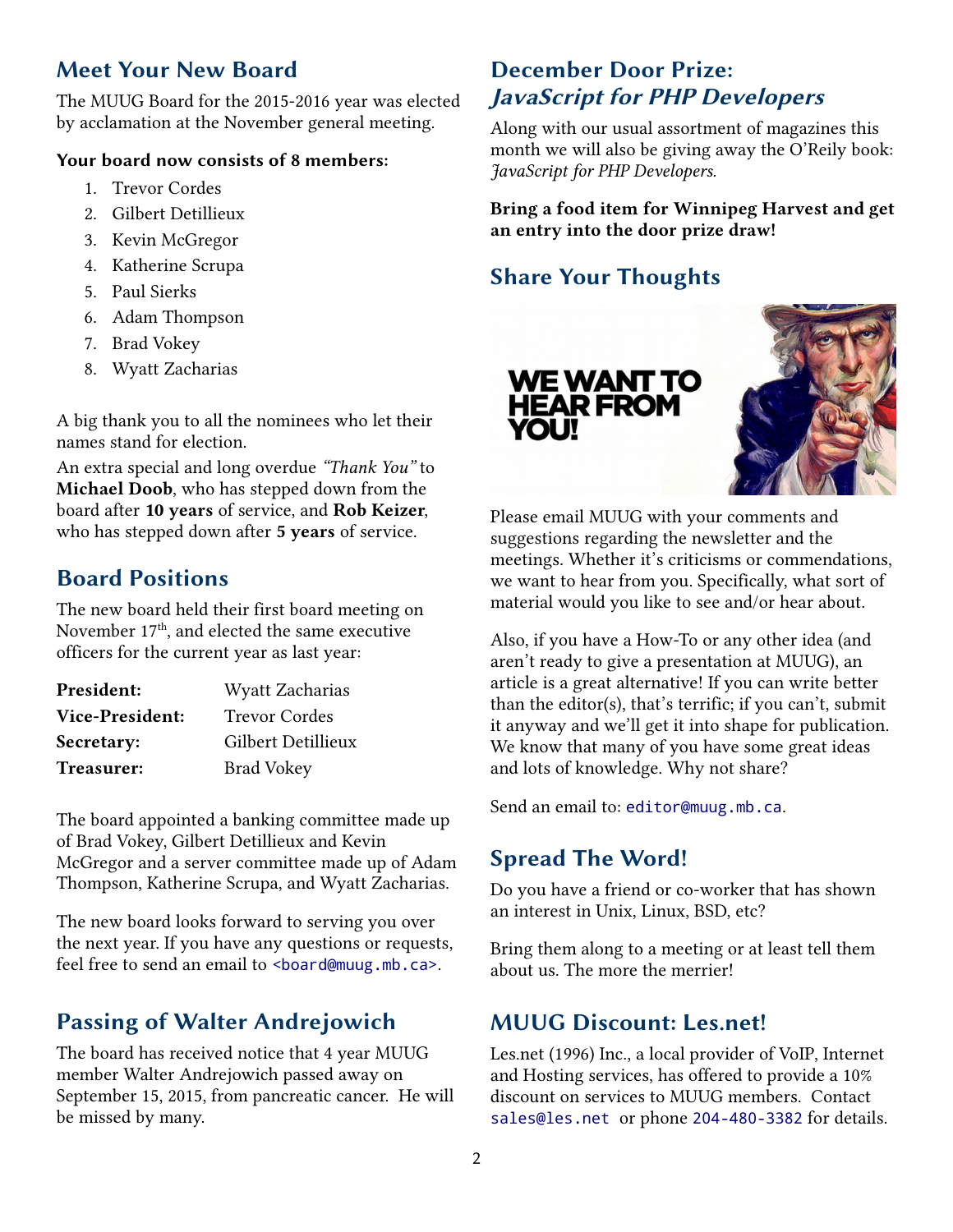## Meet Your New Board

The MUUG Board for the 2015-2016 year was elected by acclamation at the November general meeting.

**Your board now consists of 8 members:**

1. Trevor Cordes
2. Gilbert Detillieux
3. Kevin McGregor
4. Katherine Scrupa
5. Paul Sierks
6. Adam Thompson
7. Brad Vokey
8. Wyatt Zacharias

A big thank you to all the nominees who let their names stand for election.

An extra special and long overdue *"Thank You"* to **Michael Doob**, who has stepped down from the board after **10 years** of service, and **Rob Keizer**, who has stepped down after **5 years** of service.

## Board Positions

The new board held their first board meeting on November 17th, and elected the same executive officers for the current year as last year:

| | |
|---|---|
| **President:** | Wyatt Zacharias |
| **Vice-President:** | Trevor Cordes |
| **Secretary:** | Gilbert Detillieux |
| **Treasurer:** | Brad Vokey |

The board appointed a banking committee made up of Brad Vokey, Gilbert Detillieux and Kevin McGregor and a server committee made up of Adam Thompson, Katherine Scrupa, and Wyatt Zacharias.

The new board looks forward to serving you over the next year. If you have any questions or requests, feel free to send an email to <board@muug.mb.ca>.

## Passing of Walter Andrejowich

The board has received notice that 4 year MUUG member Walter Andrejowich passed away on September 15, 2015, from pancreatic cancer. He will be missed by many.

## December Door Prize: *JavaScript for PHP Developers*

Along with our usual assortment of magazines this month we will also be giving away the O'Reily book: *JavaScript for PHP Developers.*

**Bring a food item for Winnipeg Harvest and get an entry into the door prize draw!**

## Share Your Thoughts

Please email MUUG with your comments and suggestions regarding the newsletter and the meetings. Whether it's criticisms or commendations, we want to hear from you. Specifically, what sort of material would you like to see and/or hear about.

Also, if you have a How-To or any other idea (and aren't ready to give a presentation at MUUG), an article is a great alternative! If you can write better than the editor(s), that's terrific; if you can't, submit it anyway and we'll get it into shape for publication. We know that many of you have some great ideas and lots of knowledge. Why not share?

Send an email to: editor@muug.mb.ca.

## Spread The Word!

Do you have a friend or co-worker that has shown an interest in Unix, Linux, BSD, etc?

Bring them along to a meeting or at least tell them about us. The more the merrier!

## MUUG Discount: Les.net!

Les.net (1996) Inc., a local provider of VoIP, Internet and Hosting services, has offered to provide a 10% discount on services to MUUG members. Contact sales@les.net or phone 204-480-3382 for details.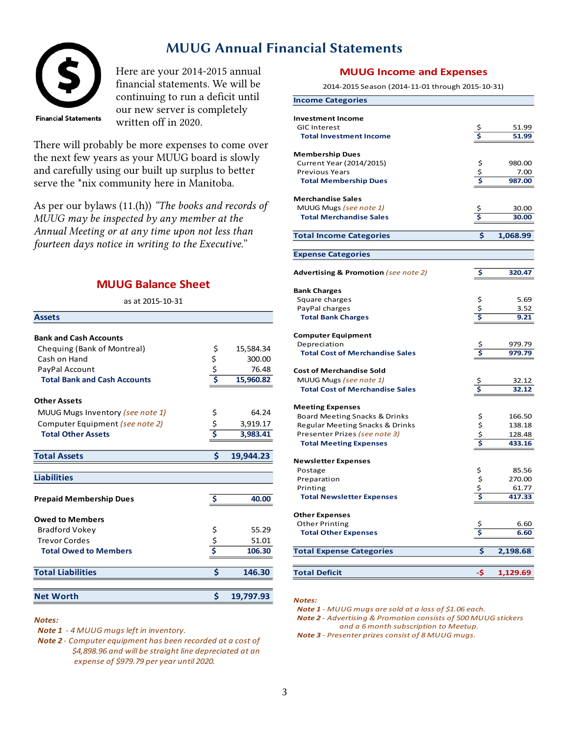# MUUG Annual Financial Statements

Financial Statements

Here are your 2014-2015 annual financial statements. We will be continuing to run a deficit until our new server is completely written off in 2020.

There will probably be more expenses to come over the next few years as your MUUG board is slowly and carefully using our built up surplus to better serve the *nix community here in Manitoba.

As per our bylaws (11.(h)) *"The books and records of MUUG may be inspected by any member at the Annual Meeting or at any time upon not less than fourteen days notice in writing to the Executive."*

## MUUG Balance Sheet

as at 2015-10-31

| **Assets** | | |
|---|---|---|
| **Bank and Cash Accounts** | | |
| Chequing (Bank of Montreal) | $ | 15,584.34 |
| Cash on Hand | $ | 300.00 |
| PayPal Account | $ | 76.48 |
| **Total Bank and Cash Accounts** | **$** | **15,960.82** |
| **Other Assets** | | |
| MUUG Mugs Inventory *(see note 1)* | $ | 64.24 |
| Computer Equipment *(see note 2)* | $ | 3,919.17 |
| **Total Other Assets** | **$** | **3,983.41** |
| **Total Assets** | **$** | **19,944.23** |
| **Liabilities** | | |
| **Prepaid Membership Dues** | **$** | **40.00** |
| **Owed to Members** | | |
| Bradford Vokey | $ | 55.29 |
| Trevor Cordes | $ | 51.01 |
| **Total Owed to Members** | **$** | **106.30** |
| **Total Liabilities** | **$** | **146.30** |
| **Net Worth** | **$** | **19,797.93** |

***Notes:***

***Note 1*** *- 4 MUUG mugs left in inventory.*

***Note 2*** *- Computer equipment has been recorded at a cost of $4,898.96 and will be straight line depreciated at an expense of $979.79 per year until 2020.*

## MUUG Income and Expenses

2014-2015 Season (2014-11-01 through 2015-10-31)

| **Income Categories** | | |
|---|---|---|
| **Investment Income** | | |
| GIC Interest | $ | 51.99 |
| **Total Investment Income** | **$** | **51.99** |
| **Membership Dues** | | |
| Current Year (2014/2015) | $ | 980.00 |
| Previous Years | $ | 7.00 |
| **Total Membership Dues** | **$** | **987.00** |
| **Merchandise Sales** | | |
| MUUG Mugs *(see note 1)* | $ | 30.00 |
| **Total Merchandise Sales** | **$** | **30.00** |
| **Total Income Categories** | **$** | **1,068.99** |
| **Expense Categories** | | |
| **Advertising & Promotion** *(see note 2)* | **$** | **320.47** |
| **Bank Charges** | | |
| Square charges | $ | 5.69 |
| PayPal charges | $ | 3.52 |
| **Total Bank Charges** | **$** | **9.21** |
| **Computer Equipment** | | |
| Depreciation | $ | 979.79 |
| **Total Cost of Merchandise Sales** | **$** | **979.79** |
| **Cost of Merchandise Sold** | | |
| MUUG Mugs *(see note 1)* | $ | 32.12 |
| **Total Cost of Merchandise Sales** | **$** | **32.12** |
| **Meeting Expenses** | | |
| Board Meeting Snacks & Drinks | $ | 166.50 |
| Regular Meeting Snacks & Drinks | $ | 138.18 |
| Presenter Prizes *(see note 3)* | $ | 128.48 |
| **Total Meeting Expenses** | **$** | **433.16** |
| **Newsletter Expenses** | | |
| Postage | $ | 85.56 |
| Preparation | $ | 270.00 |
| Printing | $ | 61.77 |
| **Total Newsletter Expenses** | **$** | **417.33** |
| **Other Expenses** | | |
| Other Printing | $ | 6.60 |
| **Total Other Expenses** | **$** | **6.60** |
| **Total Expense Categories** | **$** | **2,198.68** |
| **Total Deficit** | **-$** | **1,129.69** |

***Notes:***

***Note 1*** *- MUUG mugs are sold at a loss of $1.06 each.*

***Note 2*** *- Advertising & Promotion consists of 500 MUUG stickers and a 6 month subscription to Meetup.*

***Note 3*** *- Presenter prizes consist of 8 MUUG mugs.*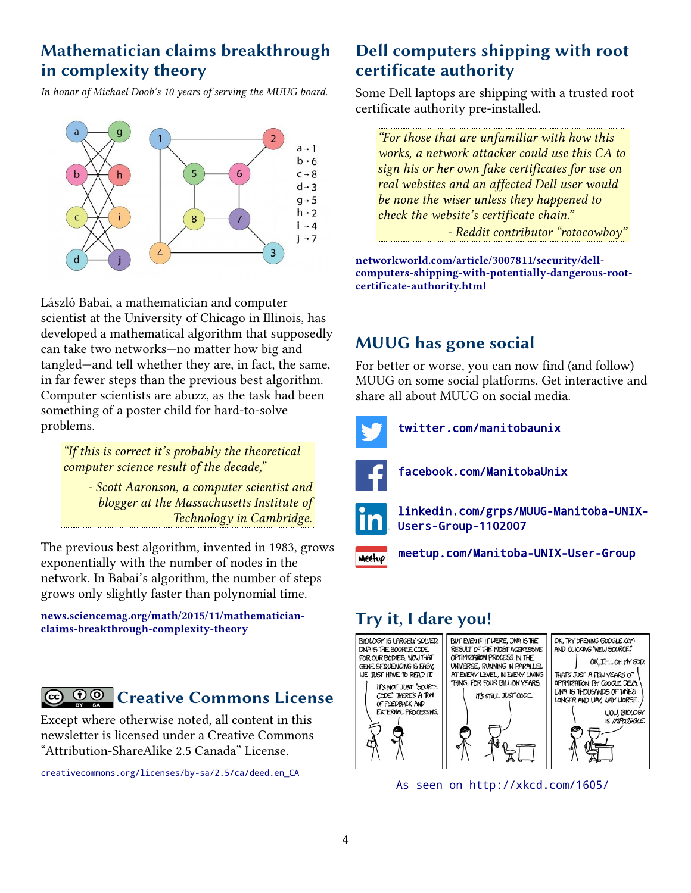## Mathematician claims breakthrough in complexity theory

*In honor of Michael Doob's 10 years of serving the MUUG board.*

a→1
b→6
c→8
d→3
g→5
h→2
i→4
j→7

László Babai, a mathematician and computer scientist at the University of Chicago in Illinois, has developed a mathematical algorithm that supposedly can take two networks—no matter how big and tangled—and tell whether they are, in fact, the same, in far fewer steps than the previous best algorithm. Computer scientists are abuzz, as the task had been something of a poster child for hard-to-solve problems.

> *"If this is correct it's probably the theoretical computer science result of the decade,"*
>
> *- Scott Aaronson, a computer scientist and blogger at the Massachusetts Institute of Technology in Cambridge.*

The previous best algorithm, invented in 1983, grows exponentially with the number of nodes in the network. In Babai's algorithm, the number of steps grows only slightly faster than polynomial time.

**news.sciencemag.org/math/2015/11/mathematician-claims-breakthrough-complexity-theory**

## Creative Commons License

Except where otherwise noted, all content in this newsletter is licensed under a Creative Commons "Attribution-ShareAlike 2.5 Canada" License.

creativecommons.org/licenses/by-sa/2.5/ca/deed.en_CA

## Dell computers shipping with root certificate authority

Some Dell laptops are shipping with a trusted root certificate authority pre-installed.

> *"For those that are unfamiliar with how this works, a network attacker could use this CA to sign his or her own fake certificates for use on real websites and an affected Dell user would be none the wiser unless they happened to check the website's certificate chain."*
>
> *- Reddit contributor "rotocowboy"*

**networkworld.com/article/3007811/security/dell-computers-shipping-with-potentially-dangerous-root-certificate-authority.html**

## MUUG has gone social

For better or worse, you can now find (and follow) MUUG on some social platforms. Get interactive and share all about MUUG on social media.

twitter.com/manitobaunix

facebook.com/ManitobaUnix

linkedin.com/grps/MUUG-Manitoba-UNIX-Users-Group-1102007

meetup.com/Manitoba-UNIX-User-Group

## Try it, I dare you!

As seen on http://xkcd.com/1605/